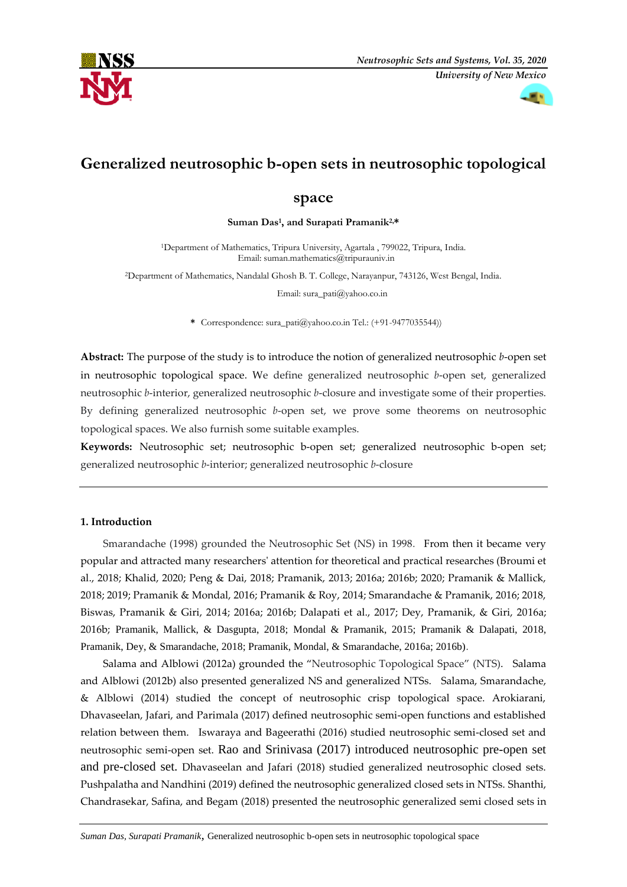# Generalized neutrosophic b-open sets in neutrosophic topological space

**Suman Das[1], and Surapati Pramanik[2,*]**

[1]Department of Mathematics, Tripura University, Agartala , 799022, Tripura, India.
Email: suman.mathematics@tripurauniv.in

[2]Department of Mathematics, Nandalal Ghosh B. T. College, Narayanpur, 743126, West Bengal, India.
Email: sura_pati@yahoo.co.in

\* Correspondence: sura_pati@yahoo.co.in Tel.: (+91-9477035544))

**Abstract:** The purpose of the study is to introduce the notion of generalized neutrosophic *b*-open set in neutrosophic topological space. We define generalized neutrosophic *b*-open set, generalized neutrosophic *b*-interior, generalized neutrosophic *b*-closure and investigate some of their properties. By defining generalized neutrosophic *b*-open set, we prove some theorems on neutrosophic topological spaces. We also furnish some suitable examples.

**Keywords:** Neutrosophic set; neutrosophic b-open set; generalized neutrosophic b-open set; generalized neutrosophic *b*-interior; generalized neutrosophic *b*-closure

---

## 1. Introduction

Smarandache (1998) grounded the Neutrosophic Set (NS) in 1998. From then it became very popular and attracted many researchers' attention for theoretical and practical researches (Broumi et al., 2018; Khalid, 2020; Peng & Dai, 2018; Pramanik, 2013; 2016a; 2016b; 2020; Pramanik & Mallick, 2018; 2019; Pramanik & Mondal, 2016; Pramanik & Roy, 2014; Smarandache & Pramanik, 2016; 2018, Biswas, Pramanik & Giri, 2014; 2016a; 2016b; Dalapati et al., 2017; Dey, Pramanik, & Giri, 2016a; 2016b; Pramanik, Mallick, & Dasgupta, 2018; Mondal & Pramanik, 2015; Pramanik & Dalapati, 2018, Pramanik, Dey, & Smarandache, 2018; Pramanik, Mondal, & Smarandache, 2016a; 2016b).

Salama and Alblowi (2012a) grounded the "Neutrosophic Topological Space" (NTS). Salama and Alblowi (2012b) also presented generalized NS and generalized NTSs. Salama, Smarandache, & Alblowi (2014) studied the concept of neutrosophic crisp topological space. Arokiarani, Dhavaseelan, Jafari, and Parimala (2017) defined neutrosophic semi-open functions and established relation between them. Iswaraya and Bageerathi (2016) studied neutrosophic semi-closed set and neutrosophic semi-open set. Rao and Srinivasa (2017) introduced neutrosophic pre-open set and pre-closed set. Dhavaseelan and Jafari (2018) studied generalized neutrosophic closed sets. Pushpalatha and Nandhini (2019) defined the neutrosophic generalized closed sets in NTSs. Shanthi, Chandrasekar, Safina, and Begam (2018) presented the neutrosophic generalized semi closed sets in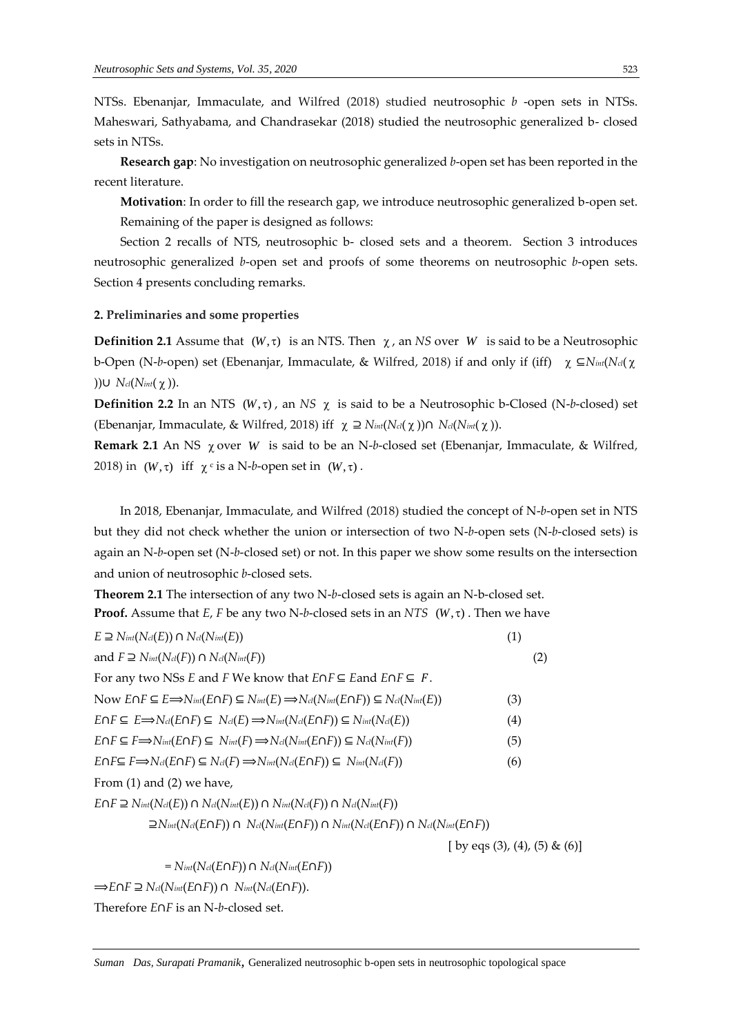NTSs. Ebenanjar, Immaculate, and Wilfred (2018) studied neutrosophic $b$ -open sets in NTSs. Maheswari, Sathyabama, and Chandrasekar (2018) studied the neutrosophic generalized b- closed sets in NTSs.

**Research gap**: No investigation on neutrosophic generalized $b$-open set has been reported in the recent literature.

**Motivation**: In order to fill the research gap, we introduce neutrosophic generalized b-open set.

Remaining of the paper is designed as follows:

Section 2 recalls of NTS, neutrosophic b- closed sets and a theorem. Section 3 introduces neutrosophic generalized $b$-open set and proofs of some theorems on neutrosophic $b$-open sets. Section 4 presents concluding remarks.

## 2. Preliminaries and some properties

**Definition 2.1** Assume that $(W,\tau)$ is an NTS. Then $\chi$, an *NS* over $W$ is said to be a Neutrosophic b-Open (N-$b$-open) set (Ebenanjar, Immaculate, & Wilfred, 2018) if and only if (iff) $\chi \subseteq N_{int}(N_{cl}(\chi)) \cup N_{cl}(N_{int}(\chi))$.

**Definition 2.2** In an NTS $(W,\tau)$, an *NS* $\chi$ is said to be a Neutrosophic b-Closed (N-$b$-closed) set (Ebenanjar, Immaculate, & Wilfred, 2018) iff $\chi \supseteq N_{int}(N_{cl}(\chi)) \cap N_{cl}(N_{int}(\chi))$.

**Remark 2.1** An NS $\chi$ over $W$ is said to be an N-$b$-closed set (Ebenanjar, Immaculate, & Wilfred, 2018) in $(W,\tau)$ iff $\chi^c$ is a N-$b$-open set in $(W,\tau)$.

In 2018, Ebenanjar, Immaculate, and Wilfred (2018) studied the concept of N-$b$-open set in NTS but they did not check whether the union or intersection of two N-$b$-open sets (N-$b$-closed sets) is again an N-$b$-open set (N-$b$-closed set) or not. In this paper we show some results on the intersection and union of neutrosophic $b$-closed sets.

**Theorem 2.1** The intersection of any two N-$b$-closed sets is again an N-b-closed set.

**Proof.** Assume that $E$, $F$ be any two N-$b$-closed sets in an *NTS* $(W,\tau)$. Then we have

$$E \supseteq N_{int}(N_{cl}(E)) \cap N_{cl}(N_{int}(E)) \quad (1)$$

and $$F \supseteq N_{int}(N_{cl}(F)) \cap N_{cl}(N_{int}(F)) \quad (2)$$

For any two NSs $E$ and $F$ We know that $E\cap F \subseteq E$ and $E\cap F \subseteq F$.

Now $$E\cap F \subseteq E \Longrightarrow N_{int}(E\cap F) \subseteq N_{int}(E) \Longrightarrow N_{cl}(N_{int}(E\cap F)) \subseteq N_{cl}(N_{int}(E)) \quad (3)$$

$$E\cap F \subseteq E \Longrightarrow N_{cl}(E\cap F) \subseteq N_{cl}(E) \Longrightarrow N_{int}(N_{cl}(E\cap F)) \subseteq N_{int}(N_{cl}(E)) \quad (4)$$

$$E\cap F \subseteq F \Longrightarrow N_{int}(E\cap F) \subseteq N_{int}(F) \Longrightarrow N_{cl}(N_{int}(E\cap F)) \subseteq N_{cl}(N_{int}(F)) \quad (5)$$

$$E\cap F \subseteq F \Longrightarrow N_{cl}(E\cap F) \subseteq N_{cl}(F) \Longrightarrow N_{int}(N_{cl}(E\cap F)) \subseteq N_{int}(N_{cl}(F)) \quad (6)$$

From (1) and (2) we have,

$$E\cap F \supseteq N_{int}(N_{cl}(E)) \cap N_{cl}(N_{int}(E)) \cap N_{int}(N_{cl}(F)) \cap N_{cl}(N_{int}(F))$$

$$\supseteq N_{int}(N_{cl}(E\cap F)) \cap N_{cl}(N_{int}(E\cap F)) \cap N_{int}(N_{cl}(E\cap F)) \cap N_{cl}(N_{int}(E\cap F))$$

[ by eqs (3), (4), (5) & (6)]

$$= N_{int}(N_{cl}(E\cap F)) \cap N_{cl}(N_{int}(E\cap F))$$

$$\Longrightarrow E\cap F \supseteq N_{cl}(N_{int}(E\cap F)) \cap N_{int}(N_{cl}(E\cap F)).$$

Therefore $E\cap F$ is an N-$b$-closed set.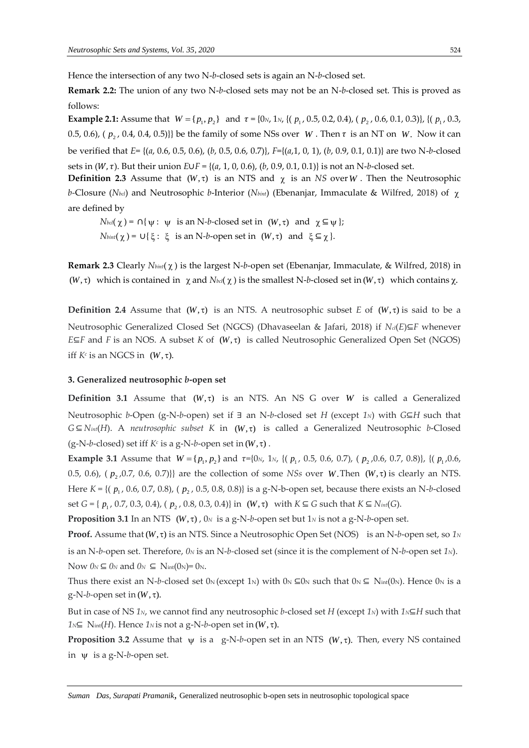Hence the intersection of any two N-*b*-closed sets is again an N-*b*-closed set.

**Remark 2.2:** The union of any two N-*b*-closed sets may not be an N-*b*-closed set. This is proved as follows:

**Example 2.1:** Assume that $W = \{p_1, p_2\}$ and $\tau$ = {$0_N$, $1_N$, {( $p_1$, 0.5, 0.2, 0.4), ( $p_2$, 0.6, 0.1, 0.3)}, {( $p_1$, 0.3, 0.5, 0.6), ( $p_2$, 0.4, 0.4, 0.5)}} be the family of some NSs over $W$. Then $\tau$ is an NT on $W$. Now it can be verified that *E*= {(*a*, 0.6, 0.5, 0.6), (*b*, 0.5, 0.6, 0.7)}, *F*={(*a*,1, 0, 1), (*b*, 0.9, 0.1, 0.1)} are two N-*b*-closed sets in $(W, \tau)$. But their union $E \cup F$ = {(*a*, 1, 0, 0.6), (*b*, 0.9, 0.1, 0.1)} is not an N-*b*-closed set.

**Definition 2.3** Assume that $(W, \tau)$ is an NTS and $\chi$ is an *NS* over $W$. Then the Neutrosophic *b*-Closure ($N_{bcl}$) and Neutrosophic *b*-Interior ($N_{bint}$) (Ebenanjar, Immaculate & Wilfred, 2018) of $\chi$ are defined by

$N_{bcl}(\chi) = \cap\{\psi : \psi$ is an N-*b*-closed set in $(W, \tau)$ and $\chi \subseteq \psi\}$;

$N_{bint}(\chi) = \cup\{\xi : \xi$ is an N-*b*-open set in $(W, \tau)$ and $\xi \subseteq \chi\}$.

**Remark 2.3** Clearly $N_{bint}(\chi)$ is the largest N-*b*-open set (Ebenanjar, Immaculate, & Wilfred, 2018) in $(W, \tau)$ which is contained in $\chi$ and $N_{bcl}(\chi)$ is the smallest N-*b*-closed set in $(W, \tau)$ which contains $\chi$.

**Definition 2.4** Assume that $(W, \tau)$ is an NTS. A neutrosophic subset *E* of $(W, \tau)$ is said to be a Neutrosophic Generalized Closed Set (NGCS) (Dhavaseelan & Jafari, 2018) if $N_{cl}(E) \subseteq F$ whenever $E \subseteq F$ and *F* is an NOS. A subset *K* of $(W, \tau)$ is called Neutrosophic Generalized Open Set (NGOS) iff $K^c$ is an NGCS in $(W, \tau)$.

### 3. Generalized neutrosophic *b*-open set

**Definition 3.1** Assume that $(W, \tau)$ is an NTS. An NS G over $W$ is called a Generalized Neutrosophic *b*-Open (g-N-*b*-open) set if $\exists$ an N-*b*-closed set *H* (except $1_N$) with $G \subseteq H$ such that $G \subseteq N_{int}(H)$. A *neutrosophic subset* *K* in $(W, \tau)$ is called a Generalized Neutrosophic *b*-Closed (g-N-*b*-closed) set iff $K^c$ is a g-N-*b*-open set in $(W, \tau)$.

**Example 3.1** Assume that $W = \{p_1, p_2\}$ and $\tau$={$0_N$, $1_N$, {( $p_1$, 0.5, 0.6, 0.7), ( $p_2$,0.6, 0.7, 0.8)}, {( $p_1$,0.6, 0.5, 0.6), ( $p_2$,0.7, 0.6, 0.7)}} are the collection of some *NSs* over $W$. Then $(W, \tau)$ is clearly an NTS. Here *K* = {( $p_1$, 0.6, 0.7, 0.8), ( $p_2$, 0.5, 0.8, 0.8)} is a g-N-b-open set, because there exists an N-*b*-closed set *G* = { $p_1$, 0.7, 0.3, 0.4), ( $p_2$, 0.8, 0.3, 0.4)} in $(W, \tau)$ with $K \subseteq G$ such that $K \subseteq N_{int}(G)$.

**Proposition 3.1** In an NTS $(W, \tau)$, $0_N$ is a g-N-*b*-open set but $1_N$ is not a g-N-*b*-open set.

**Proof.** Assume that $(W, \tau)$ is an NTS. Since a Neutrosophic Open Set (NOS) is an N-*b*-open set, so $1_N$ is an N-*b*-open set. Therefore, $0_N$ is an N-*b*-closed set (since it is the complement of N-*b*-open set $1_N$). Now $0_N \subseteq 0_N$ and $0_N \subseteq N_{int}(0_N) = 0_N$.

Thus there exist an N-*b*-closed set $0_N$ (except $1_N$) with $0_N \subseteq 0_N$ such that $0_N \subseteq N_{int}(0_N)$. Hence $0_N$ is a g-N-*b*-open set in $(W, \tau)$.

But in case of NS $1_N$, we cannot find any neutrosophic *b*-closed set *H* (except $1_N$) with $1_N \subseteq H$ such that $1_N \subseteq N_{int}(H)$. Hence $1_N$ is not a g-N-*b*-open set in $(W, \tau)$.

**Proposition 3.2** Assume that $\psi$ is a g-N-*b*-open set in an NTS $(W, \tau)$. Then, every NS contained in $\psi$ is a g-N-*b*-open set.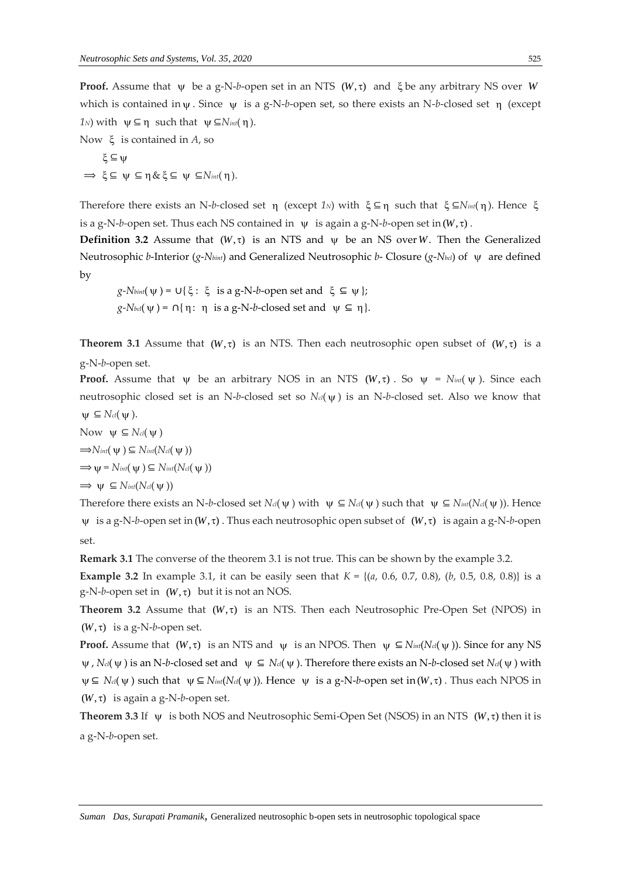**Proof.** Assume that $\psi$ be a g-N-*b*-open set in an NTS $(W,\tau)$ and $\xi$ be any arbitrary NS over $W$ which is contained in $\psi$. Since $\psi$ is a g-N-*b*-open set, so there exists an N-*b*-closed set $\eta$ (except $1_N$) with $\psi \subseteq \eta$ such that $\psi \subseteq N_{int}(\eta)$.

Now $\xi$ is contained in *A*, so

$\xi \subseteq \psi$

$\Longrightarrow \xi \subseteq \psi \subseteq \eta \;\&\; \xi \subseteq \psi \subseteq N_{int}(\eta)$.

Therefore there exists an N-*b*-closed set $\eta$ (except $1_N$) with $\xi \subseteq \eta$ such that $\xi \subseteq N_{int}(\eta)$. Hence $\xi$ is a g-N-*b*-open set. Thus each NS contained in $\psi$ is again a g-N-*b*-open set in $(W,\tau)$.

**Definition 3.2** Assume that $(W,\tau)$ is an NTS and $\psi$ be an NS over $W$. Then the Generalized Neutrosophic *b*-Interior (*g-N<sub>bint</sub>*) and Generalized Neutrosophic *b*- Closure (*g-N<sub>bcl</sub>*) of $\psi$ are defined by

$g\text{-}N_{bint}(\psi) = \cup\{\xi : \xi \text{ is a g-N-}b\text{-open set and } \xi \subseteq \psi\}$;

$g\text{-}N_{bcl}(\psi) = \cap\{\eta : \eta \text{ is a g-N-}b\text{-closed set and } \psi \subseteq \eta\}$.

**Theorem 3.1** Assume that $(W,\tau)$ is an NTS. Then each neutrosophic open subset of $(W,\tau)$ is a g-N-*b*-open set.

**Proof.** Assume that $\psi$ be an arbitrary NOS in an NTS $(W,\tau)$. So $\psi = N_{int}(\psi)$. Since each neutrosophic closed set is an N-*b*-closed set so $N_{cl}(\psi)$ is an N-*b*-closed set. Also we know that $\psi \subseteq N_{cl}(\psi)$.

Now $\psi \subseteq N_{cl}(\psi)$

$\Longrightarrow N_{int}(\psi) \subseteq N_{int}(N_{cl}(\psi))$

$\Longrightarrow \psi = N_{int}(\psi) \subseteq N_{int}(N_{cl}(\psi))$

$\Longrightarrow \psi \subseteq N_{int}(N_{cl}(\psi))$

Therefore there exists an N-*b*-closed set $N_{cl}(\psi)$ with $\psi \subseteq N_{cl}(\psi)$ such that $\psi \subseteq N_{int}(N_{cl}(\psi))$. Hence $\psi$ is a g-N-*b*-open set in $(W,\tau)$. Thus each neutrosophic open subset of $(W,\tau)$ is again a g-N-*b*-open set.

**Remark 3.1** The converse of the theorem 3.1 is not true. This can be shown by the example 3.2.

**Example 3.2** In example 3.1, it can be easily seen that $K = \{(a, 0.6, 0.7, 0.8), (b, 0.5, 0.8, 0.8)\}$ is a g-N-*b*-open set in $(W,\tau)$ but it is not an NOS.

**Theorem 3.2** Assume that $(W,\tau)$ is an NTS. Then each Neutrosophic Pre-Open Set (NPOS) in $(W,\tau)$ is a g-N-*b*-open set.

**Proof.** Assume that $(W,\tau)$ is an NTS and $\psi$ is an NPOS. Then $\psi \subseteq N_{int}(N_{cl}(\psi))$. Since for any NS $\psi$, $N_{cl}(\psi)$ is an N-*b*-closed set and $\psi \subseteq N_{cl}(\psi)$. Therefore there exists an N-*b*-closed set $N_{cl}(\psi)$ with $\psi \subseteq N_{cl}(\psi)$ such that $\psi \subseteq N_{int}(N_{cl}(\psi))$. Hence $\psi$ is a g-N-*b*-open set in $(W,\tau)$. Thus each NPOS in $(W,\tau)$ is again a g-N-*b*-open set.

**Theorem 3.3** If $\psi$ is both NOS and Neutrosophic Semi-Open Set (NSOS) in an NTS $(W,\tau)$ then it is a g-N-*b*-open set.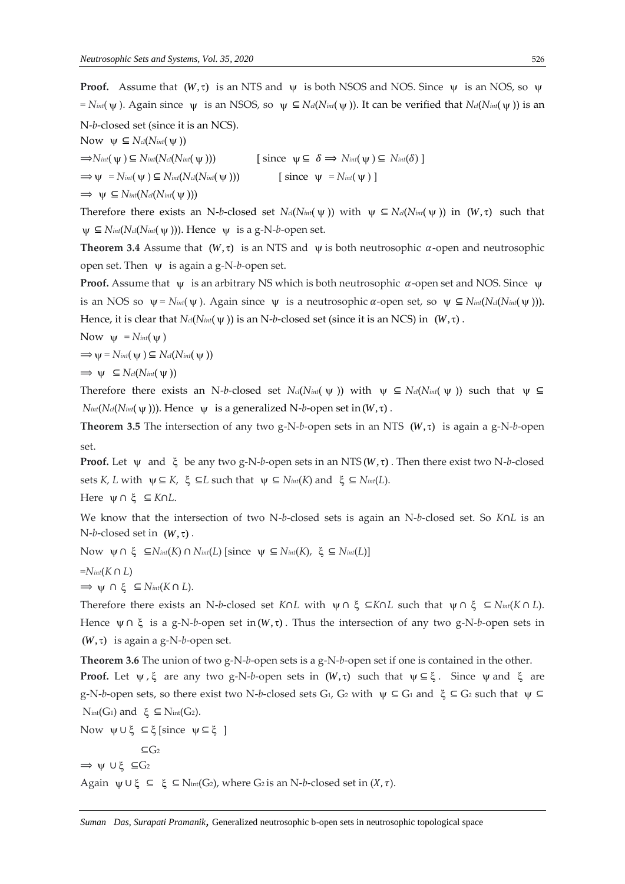**Proof.** Assume that $(W, \tau)$ is an NTS and $\psi$ is both NSOS and NOS. Since $\psi$ is an NOS, so $\psi = N_{int}(\psi)$. Again since $\psi$ is an NSOS, so $\psi \subseteq N_{cl}(N_{int}(\psi))$. It can be verified that $N_{cl}(N_{int}(\psi))$ is an N-*b*-closed set (since it is an NCS).

Now $\psi \subseteq N_{cl}(N_{int}(\psi))$

$\Rightarrow N_{int}(\psi) \subseteq N_{int}(N_{cl}(N_{int}(\psi)))$ [ since $\psi \subseteq \delta \Rightarrow N_{int}(\psi) \subseteq N_{int}(\delta)$ ]

$\Rightarrow \psi = N_{int}(\psi) \subseteq N_{int}(N_{cl}(N_{int}(\psi)))$ [ since $\psi = N_{int}(\psi)$ ]

$\Rightarrow \psi \subseteq N_{int}(N_{cl}(N_{int}(\psi)))$

Therefore there exists an N-*b*-closed set $N_{cl}(N_{int}(\psi))$ with $\psi \subseteq N_{cl}(N_{int}(\psi))$ in $(W, \tau)$ such that $\psi \subseteq N_{int}(N_{cl}(N_{int}(\psi)))$. Hence $\psi$ is a g-N-*b*-open set.

**Theorem 3.4** Assume that $(W, \tau)$ is an NTS and $\psi$ is both neutrosophic $\alpha$-open and neutrosophic open set. Then $\psi$ is again a g-N-*b*-open set.

**Proof.** Assume that $\psi$ is an arbitrary NS which is both neutrosophic $\alpha$-open set and NOS. Since $\psi$ is an NOS so $\psi = N_{int}(\psi)$. Again since $\psi$ is a neutrosophic $\alpha$-open set, so $\psi \subseteq N_{int}(N_{cl}(N_{int}(\psi)))$. Hence, it is clear that $N_{cl}(N_{int}(\psi))$ is an N-*b*-closed set (since it is an NCS) in $(W, \tau)$.

Now $\psi = N_{int}(\psi)$

$\Rightarrow \psi = N_{int}(\psi) \subseteq N_{cl}(N_{int}(\psi))$

$\Rightarrow \psi \subseteq N_{cl}(N_{int}(\psi))$

Therefore there exists an N-*b*-closed set $N_{cl}(N_{int}(\psi))$ with $\psi \subseteq N_{cl}(N_{int}(\psi))$ such that $\psi \subseteq N_{int}(N_{cl}(N_{int}(\psi)))$. Hence $\psi$ is a generalized N-*b*-open set in $(W, \tau)$.

**Theorem 3.5** The intersection of any two g-N-*b*-open sets in an NTS $(W, \tau)$ is again a g-N-*b*-open set.

**Proof.** Let $\psi$ and $\xi$ be any two g-N-*b*-open sets in an NTS $(W, \tau)$. Then there exist two N-*b*-closed sets $K$, $L$ with $\psi \subseteq K$, $\xi \subseteq L$ such that $\psi \subseteq N_{int}(K)$ and $\xi \subseteq N_{int}(L)$.

Here $\psi \cap \xi \subseteq K \cap L$.

We know that the intersection of two N-*b*-closed sets is again an N-*b*-closed set. So $K \cap L$ is an N-*b*-closed set in $(W, \tau)$.

Now $\psi \cap \xi \subseteq N_{int}(K) \cap N_{int}(L)$ [since $\psi \subseteq N_{int}(K)$, $\xi \subseteq N_{int}(L)$]

$= N_{int}(K \cap L)$

$\Rightarrow \psi \cap \xi \subseteq N_{int}(K \cap L)$.

Therefore there exists an N-*b*-closed set $K \cap L$ with $\psi \cap \xi \subseteq K \cap L$ such that $\psi \cap \xi \subseteq N_{int}(K \cap L)$. Hence $\psi \cap \xi$ is a g-N-*b*-open set in $(W, \tau)$. Thus the intersection of any two g-N-*b*-open sets in $(W, \tau)$ is again a g-N-*b*-open set.

**Theorem 3.6** The union of two g-N-*b*-open sets is a g-N-*b*-open set if one is contained in the other.

**Proof.** Let $\psi, \xi$ are any two g-N-*b*-open sets in $(W, \tau)$ such that $\psi \subseteq \xi$. Since $\psi$ and $\xi$ are g-N-*b*-open sets, so there exist two N-*b*-closed sets $G_1$, $G_2$ with $\psi \subseteq G_1$ and $\xi \subseteq G_2$ such that $\psi \subseteq N_{int}(G_1)$ and $\xi \subseteq N_{int}(G_2)$.

Now $\psi \cup \xi \subseteq \xi$ [since $\psi \subseteq \xi$ ]

$\subseteq G_2$

$\Rightarrow \psi \cup \xi \subseteq G_2$

Again $\psi \cup \xi \subseteq \xi \subseteq N_{int}(G_2)$, where $G_2$ is an N-*b*-closed set in $(X, \tau)$.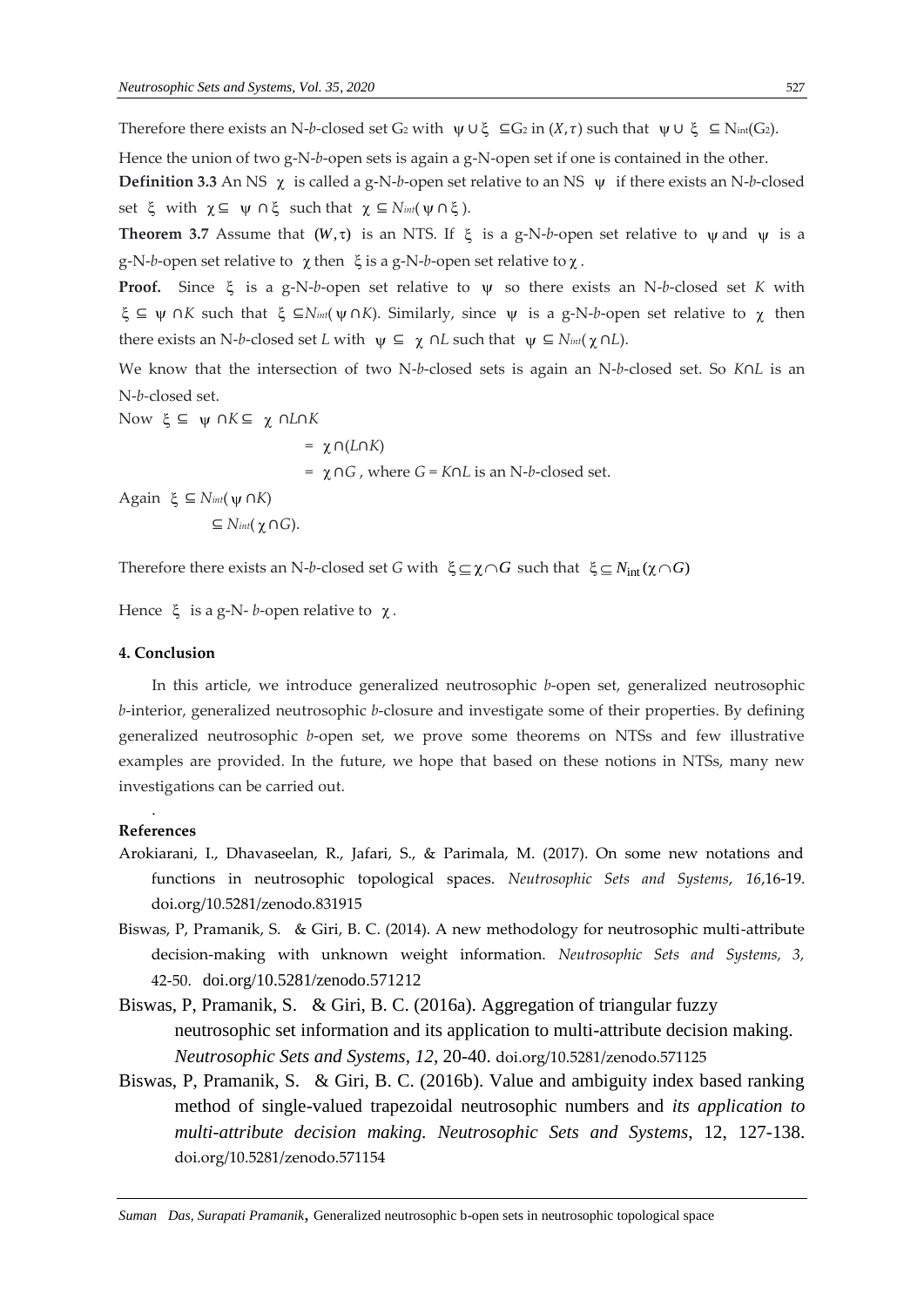Therefore there exists an N-*b*-closed set $G_2$ with $\psi \cup \xi \subseteq G_2$ in $(X, \tau)$ such that $\psi \cup \xi \subseteq N_{int}(G_2)$.

Hence the union of two g-N-*b*-open sets is again a g-N-open set if one is contained in the other.

**Definition 3.3** An NS $\chi$ is called a g-N-*b*-open set relative to an NS $\psi$ if there exists an N-*b*-closed set $\xi$ with $\chi \subseteq \psi \cap \xi$ such that $\chi \subseteq N_{int}(\psi \cap \xi)$.

**Theorem 3.7** Assume that $(W, \tau)$ is an NTS. If $\xi$ is a g-N-*b*-open set relative to $\psi$ and $\psi$ is a g-N-*b*-open set relative to $\chi$ then $\xi$ is a g-N-*b*-open set relative to $\chi$.

**Proof.** Since $\xi$ is a g-N-*b*-open set relative to $\psi$ so there exists an N-*b*-closed set $K$ with $\xi \subseteq \psi \cap K$ such that $\xi \subseteq N_{int}(\psi \cap K)$. Similarly, since $\psi$ is a g-N-*b*-open set relative to $\chi$ then there exists an N-*b*-closed set $L$ with $\psi \subseteq \chi \cap L$ such that $\psi \subseteq N_{int}(\chi \cap L)$.

We know that the intersection of two N-*b*-closed sets is again an N-*b*-closed set. So $K \cap L$ is an N-*b*-closed set.

Now $\xi \subseteq \psi \cap K \subseteq \chi \cap L \cap K$

$= \chi \cap (L \cap K)$

$= \chi \cap G$, where $G = K \cap L$ is an N-*b*-closed set.

Again $\xi \subseteq N_{int}(\psi \cap K)$

$\subseteq N_{int}(\chi \cap G)$.

Therefore there exists an N-*b*-closed set $G$ with $\xi \subseteq \chi \cap G$ such that $\xi \subseteq N_{\text{int}}(\chi \cap G)$

Hence $\xi$ is a g-N- *b*-open relative to $\chi$.

**4. Conclusion**

In this article, we introduce generalized neutrosophic *b*-open set, generalized neutrosophic *b*-interior, generalized neutrosophic *b*-closure and investigate some of their properties. By defining generalized neutrosophic *b*-open set, we prove some theorems on NTSs and few illustrative examples are provided. In the future, we hope that based on these notions in NTSs, many new investigations can be carried out.

**References**

Arokiarani, I., Dhavaseelan, R., Jafari, S., & Parimala, M. (2017). On some new notations and functions in neutrosophic topological spaces. *Neutrosophic Sets and Systems*, *16*,16-19. doi.org/10.5281/zenodo.831915

Biswas, P, Pramanik, S. & Giri, B. C. (2014). A new methodology for neutrosophic multi-attribute decision-making with unknown weight information. *Neutrosophic Sets and Systems, 3,* 42-50. doi.org/10.5281/zenodo.571212

Biswas, P, Pramanik, S. & Giri, B. C. (2016a). Aggregation of triangular fuzzy neutrosophic set information and its application to multi-attribute decision making. *Neutrosophic Sets and Systems*, *12*, 20-40. doi.org/10.5281/zenodo.571125

Biswas, P, Pramanik, S. & Giri, B. C. (2016b). Value and ambiguity index based ranking method of single-valued trapezoidal neutrosophic numbers and *its application to multi-attribute decision making. Neutrosophic Sets and Systems*, 12, 127-138. doi.org/10.5281/zenodo.571154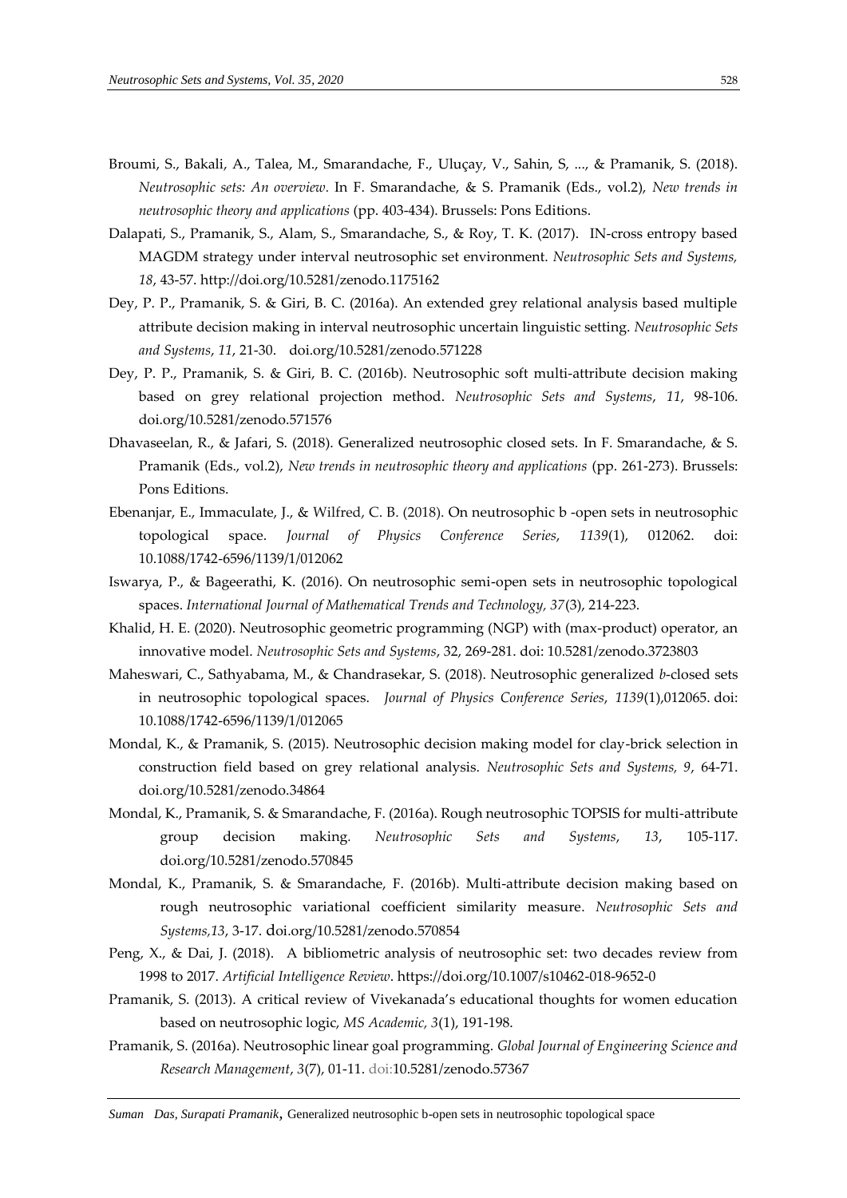Broumi, S., Bakali, A., Talea, M., Smarandache, F., Uluçay, V., Sahin, S, ..., & Pramanik, S. (2018). *Neutrosophic sets: An overview*. In F. Smarandache, & S. Pramanik (Eds., vol.2), *New trends in neutrosophic theory and applications* (pp. 403-434). Brussels: Pons Editions.

Dalapati, S., Pramanik, S., Alam, S., Smarandache, S., & Roy, T. K. (2017). IN-cross entropy based MAGDM strategy under interval neutrosophic set environment. *Neutrosophic Sets and Systems, 18*, 43-57. http://doi.org/10.5281/zenodo.1175162

Dey, P. P., Pramanik, S. & Giri, B. C. (2016a). An extended grey relational analysis based multiple attribute decision making in interval neutrosophic uncertain linguistic setting. *Neutrosophic Sets and Systems*, *11*, 21-30. doi.org/10.5281/zenodo.571228

Dey, P. P., Pramanik, S. & Giri, B. C. (2016b). Neutrosophic soft multi-attribute decision making based on grey relational projection method. *Neutrosophic Sets and Systems*, *11*, 98-106. doi.org/10.5281/zenodo.571576

Dhavaseelan, R., & Jafari, S. (2018). Generalized neutrosophic closed sets. In F. Smarandache, & S. Pramanik (Eds., vol.2), *New trends in neutrosophic theory and applications* (pp. 261-273). Brussels: Pons Editions.

Ebenanjar, E., Immaculate, J., & Wilfred, C. B. (2018). On neutrosophic b -open sets in neutrosophic topological space. *Journal of Physics Conference Series*, *1139*(1), 012062. doi: 10.1088/1742-6596/1139/1/012062

Iswarya, P., & Bageerathi, K. (2016). On neutrosophic semi-open sets in neutrosophic topological spaces. *International Journal of Mathematical Trends and Technology, 37*(3), 214-223.

Khalid, H. E. (2020). Neutrosophic geometric programming (NGP) with (max-product) operator, an innovative model. *Neutrosophic Sets and Systems*, 32, 269-281. doi: 10.5281/zenodo.3723803

Maheswari, C., Sathyabama, M., & Chandrasekar, S. (2018). Neutrosophic generalized *b*-closed sets in neutrosophic topological spaces. *Journal of Physics Conference Series*, *1139*(1),012065. doi: 10.1088/1742-6596/1139/1/012065

Mondal, K., & Pramanik, S. (2015). Neutrosophic decision making model for clay-brick selection in construction field based on grey relational analysis. *Neutrosophic Sets and Systems, 9*, 64-71. doi.org/10.5281/zenodo.34864

Mondal, K., Pramanik, S. & Smarandache, F. (2016a). Rough neutrosophic TOPSIS for multi-attribute group decision making. *Neutrosophic Sets and Systems*, *13*, 105-117. doi.org/10.5281/zenodo.570845

Mondal, K., Pramanik, S. & Smarandache, F. (2016b). Multi-attribute decision making based on rough neutrosophic variational coefficient similarity measure. *Neutrosophic Sets and Systems,13*, 3-17. doi.org/10.5281/zenodo.570854

Peng, X., & Dai, J. (2018). A bibliometric analysis of neutrosophic set: two decades review from 1998 to 2017. *Artificial Intelligence Review*. https://doi.org/10.1007/s10462-018-9652-0

Pramanik, S. (2013). A critical review of Vivekanada's educational thoughts for women education based on neutrosophic logic, *MS Academic, 3*(1), 191-198.

Pramanik, S. (2016a). Neutrosophic linear goal programming. *Global Journal of Engineering Science and Research Management*, *3*(7), 01-11. doi:10.5281/zenodo.57367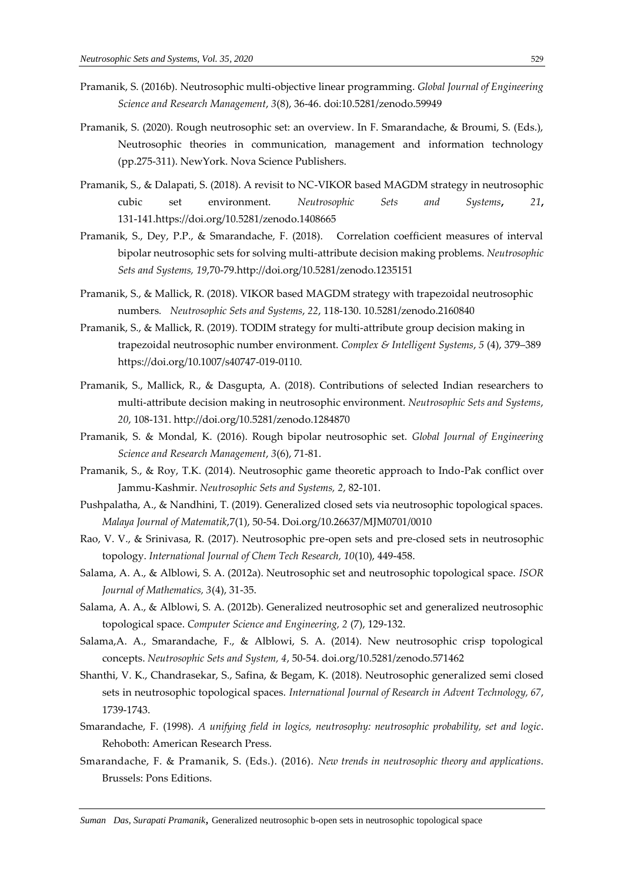Pramanik, S. (2016b). Neutrosophic multi-objective linear programming. *Global Journal of Engineering Science and Research Management*, *3*(8), 36-46. doi:10.5281/zenodo.59949

Pramanik, S. (2020). Rough neutrosophic set: an overview. In F. Smarandache, & Broumi, S. (Eds.), Neutrosophic theories in communication, management and information technology (pp.275-311). NewYork. Nova Science Publishers.

Pramanik, S., & Dalapati, S. (2018). A revisit to NC-VIKOR based MAGDM strategy in neutrosophic cubic set environment. *Neutrosophic Sets and Systems*, *21*, 131-141.https://doi.org/10.5281/zenodo.1408665

Pramanik, S., Dey, P.P., & Smarandache, F. (2018). Correlation coefficient measures of interval bipolar neutrosophic sets for solving multi-attribute decision making problems. *Neutrosophic Sets and Systems, 19*,70-79.http://doi.org/10.5281/zenodo.1235151

Pramanik, S., & Mallick, R. (2018). VIKOR based MAGDM strategy with trapezoidal neutrosophic numbers. *Neutrosophic Sets and Systems*, *22*, 118-130. 10.5281/zenodo.2160840

Pramanik, S., & Mallick, R. (2019). TODIM strategy for multi-attribute group decision making in trapezoidal neutrosophic number environment. *Complex & Intelligent Systems*, *5* (4), 379–389 https://doi.org/10.1007/s40747-019-0110.

Pramanik, S., Mallick, R., & Dasgupta, A. (2018). Contributions of selected Indian researchers to multi-attribute decision making in neutrosophic environment. *Neutrosophic Sets and Systems*, *20*, 108-131. http://doi.org/10.5281/zenodo.1284870

Pramanik, S. & Mondal, K. (2016). Rough bipolar neutrosophic set. *Global Journal of Engineering Science and Research Management*, *3*(6), 71-81.

Pramanik, S., & Roy, T.K. (2014). Neutrosophic game theoretic approach to Indo-Pak conflict over Jammu-Kashmir. *Neutrosophic Sets and Systems, 2*, 82-101.

Pushpalatha, A., & Nandhini, T. (2019). Generalized closed sets via neutrosophic topological spaces. *Malaya Journal of Matematik*,7(1), 50-54. Doi.org/10.26637/MJM0701/0010

Rao, V. V., & Srinivasa, R. (2017). Neutrosophic pre-open sets and pre-closed sets in neutrosophic topology. *International Journal of Chem Tech Research, 10*(10), 449-458.

Salama, A. A., & Alblowi, S. A. (2012a). Neutrosophic set and neutrosophic topological space. *ISOR Journal of Mathematics, 3*(4), 31-35.

Salama, A. A., & Alblowi, S. A. (2012b). Generalized neutrosophic set and generalized neutrosophic topological space. *Computer Science and Engineering, 2* (7), 129-132.

Salama,A. A., Smarandache, F., & Alblowi, S. A. (2014). New neutrosophic crisp topological concepts. *Neutrosophic Sets and System, 4*, 50-54. doi.org/10.5281/zenodo.571462

Shanthi, V. K., Chandrasekar, S., Safina, & Begam, K. (2018). Neutrosophic generalized semi closed sets in neutrosophic topological spaces. *International Journal of Research in Advent Technology, 67*, 1739-1743.

Smarandache, F. (1998). *A unifying field in logics, neutrosophy: neutrosophic probability, set and logic*. Rehoboth: American Research Press.

Smarandache, F. & Pramanik, S. (Eds.). (2016). *New trends in neutrosophic theory and applications*. Brussels: Pons Editions.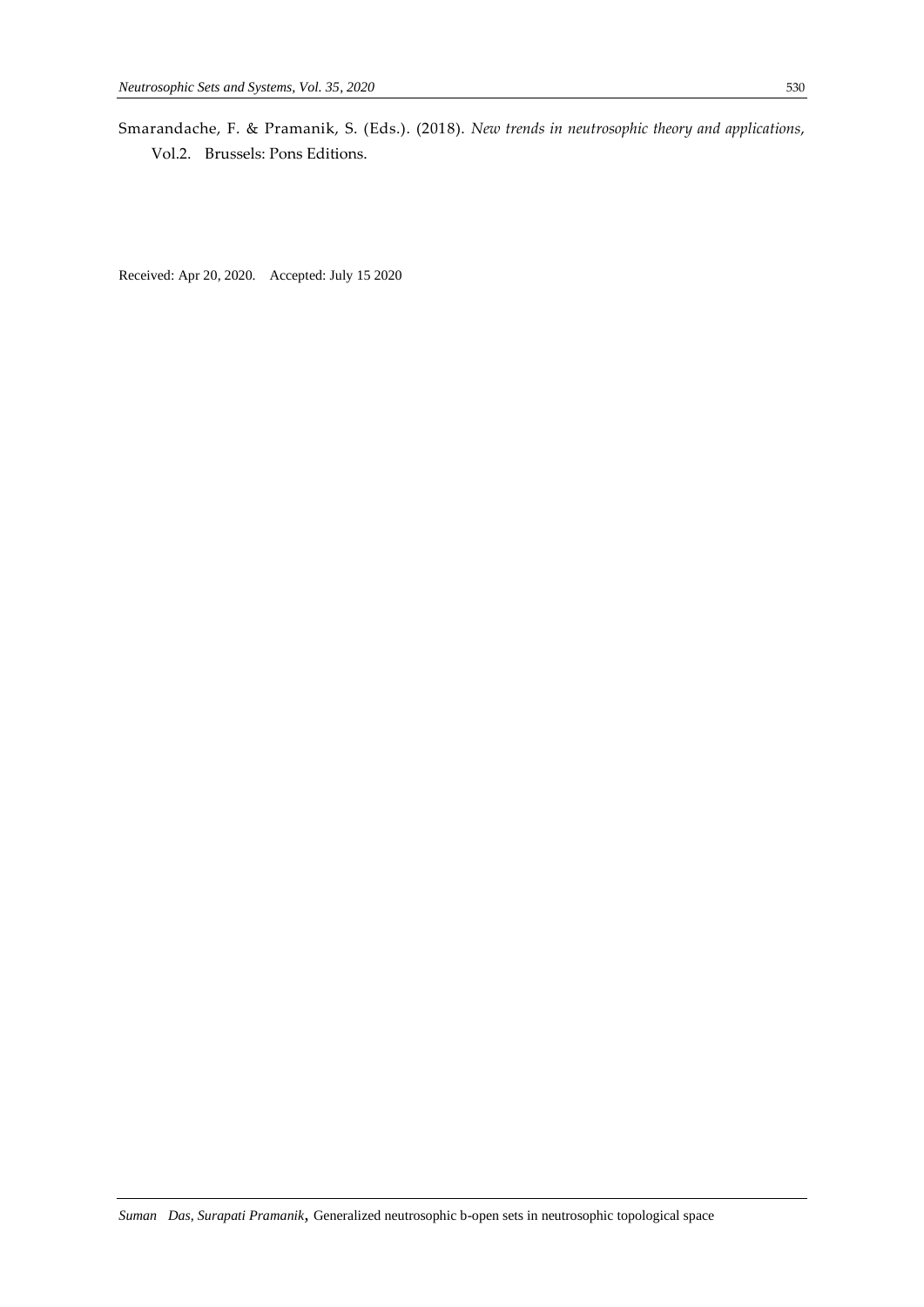Smarandache, F. & Pramanik, S. (Eds.). (2018). *New trends in neutrosophic theory and applications,* Vol.2. Brussels: Pons Editions.

Received: Apr 20, 2020. Accepted: July 15 2020